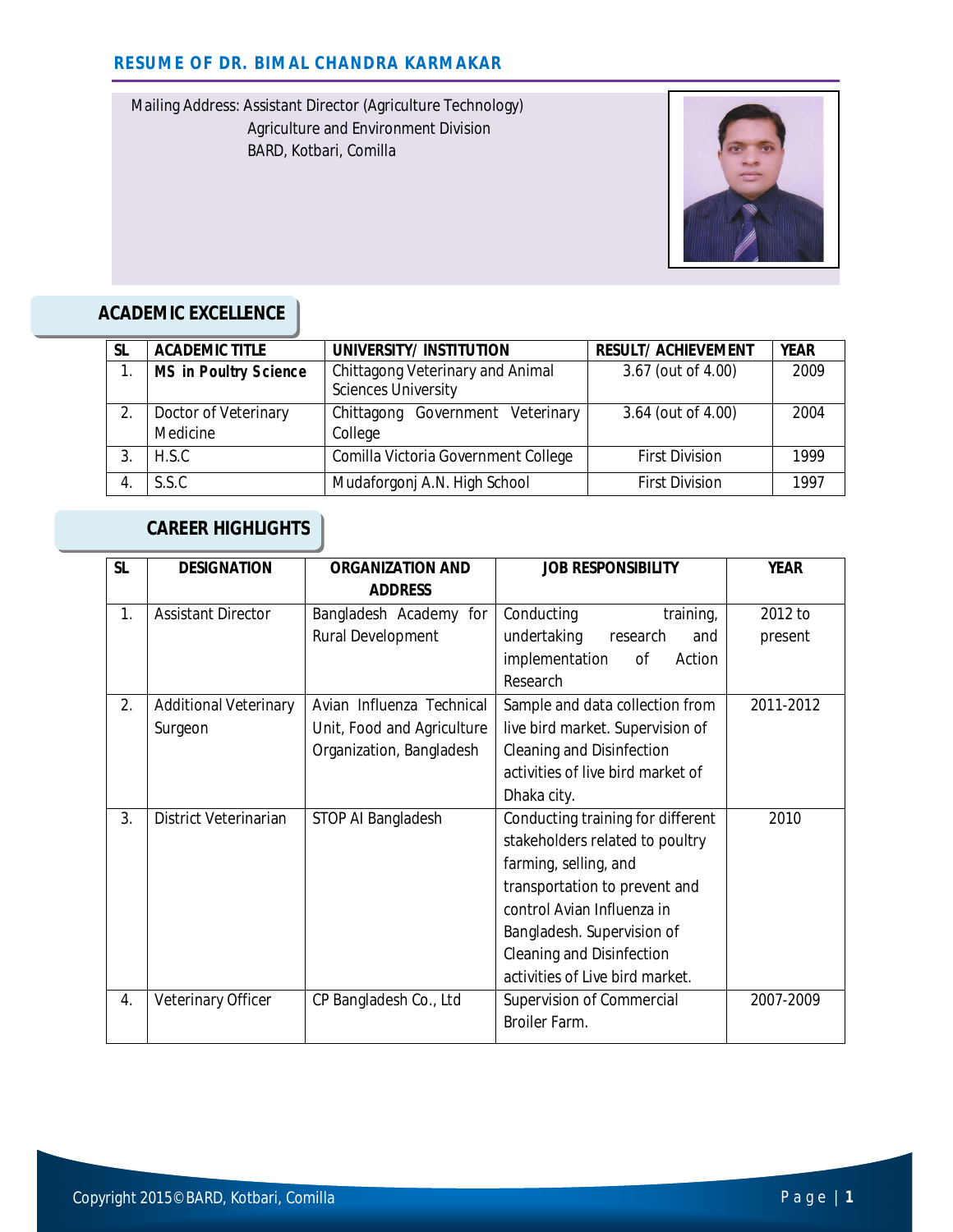# RESUME OF DR. BIMAL CHANDRA KARMAKAR

Mailing Address: Assistant Director (Agriculture Technology)
Agriculture and Environment Division
BARD, Kotbari, Comilla

## ACADEMIC EXCELLENCE

| SL | ACADEMIC TITLE | UNIVERSITY/ INSTITUTION | RESULT/ ACHIEVEMENT | YEAR |
|---|---|---|---|---|
| 1. | **MS in Poultry Science** | Chittagong Veterinary and Animal Sciences University | 3.67 (out of 4.00) | 2009 |
| 2. | Doctor of Veterinary Medicine | Chittagong Government Veterinary College | 3.64 (out of 4.00) | 2004 |
| 3. | H.S.C | Comilla Victoria Government College | First Division | 1999 |
| 4. | S.S.C | Mudaforgonj A.N. High School | First Division | 1997 |

## CAREER HIGHLIGHTS

| SL | DESIGNATION | ORGANIZATION AND ADDRESS | JOB RESPONSIBILITY | YEAR |
|---|---|---|---|---|
| 1. | Assistant Director | Bangladesh Academy for Rural Development | Conducting training, undertaking research and implementation of Action Research | 2012 to present |
| 2. | Additional Veterinary Surgeon | Avian Influenza Technical Unit, Food and Agriculture Organization, Bangladesh | Sample and data collection from live bird market. Supervision of Cleaning and Disinfection activities of live bird market of Dhaka city. | 2011-2012 |
| 3. | District Veterinarian | STOP AI Bangladesh | Conducting training for different stakeholders related to poultry farming, selling, and transportation to prevent and control Avian Influenza in Bangladesh. Supervision of Cleaning and Disinfection activities of Live bird market. | 2010 |
| 4. | Veterinary Officer | CP Bangladesh Co., Ltd | Supervision of Commercial Broiler Farm. | 2007-2009 |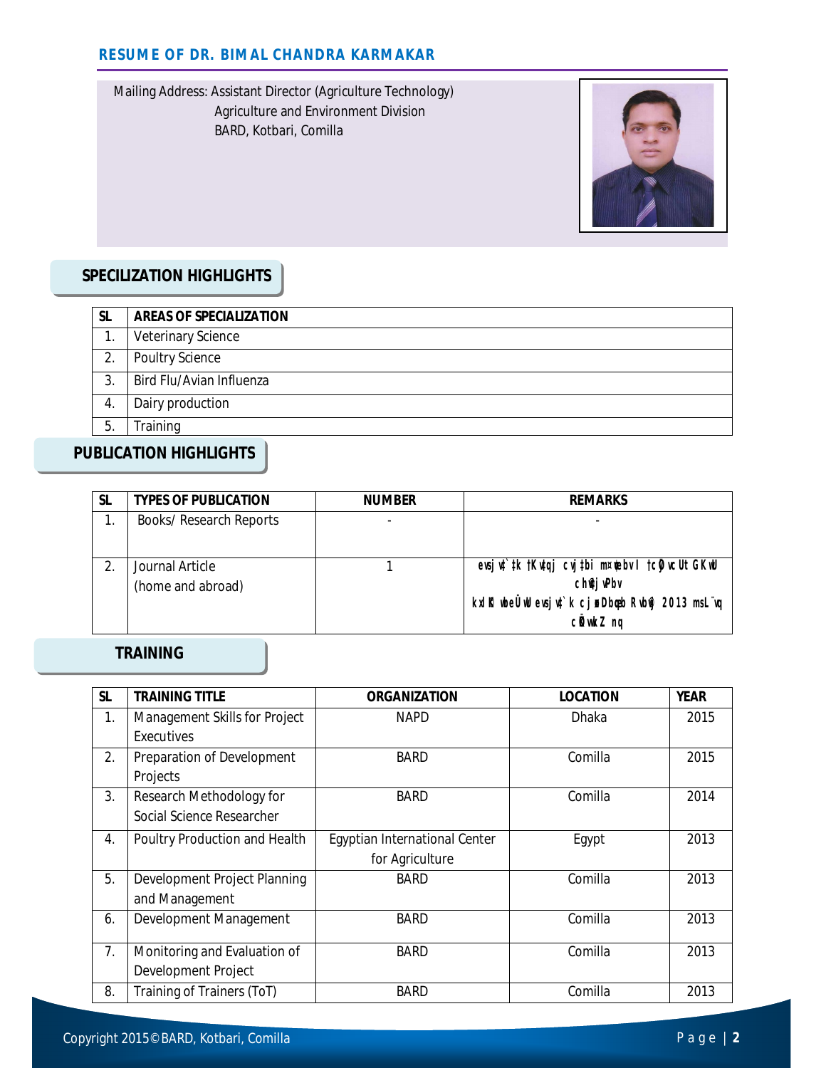# RESUME OF DR. BIMAL CHANDRA KARMAKAR

Mailing Address: Assistant Director (Agriculture Technology)
Agriculture and Environment Division
BARD, Kotbari, Comilla

## SPECILIZATION HIGHLIGHTS

| SL | AREAS OF SPECIALIZATION |
|---|---|
| 1. | Veterinary Science |
| 2. | Poultry Science |
| 3. | Bird Flu/Avian Influenza |
| 4. | Dairy production |
| 5. | Training |

## PUBLICATION HIGHLIGHTS

| SL | TYPES OF PUBLICATION | NUMBER | REMARKS |
|---|---|---|---|
| 1. | Books/ Research Reports | - | - |
| 2. | Journal Article (home and abroad) | 1 | evsjv‡`‡k †Kvqvj cvj‡bi m¤¢vebv I †cÖ¶vcU GKwU chv©‡jvPbv kxl©K wbeÜwU evsjv‡`k cjøx Dbœqb Rvb©vj 2013 msL¨vq cÖKvwkZ nq |

## TRAINING

| SL | TRAINING TITLE | ORGANIZATION | LOCATION | YEAR |
|---|---|---|---|---|
| 1. | Management Skills for Project Executives | NAPD | Dhaka | 2015 |
| 2. | Preparation of Development Projects | BARD | Comilla | 2015 |
| 3. | Research Methodology for Social Science Researcher | BARD | Comilla | 2014 |
| 4. | Poultry Production and Health | Egyptian International Center for Agriculture | Egypt | 2013 |
| 5. | Development Project Planning and Management | BARD | Comilla | 2013 |
| 6. | Development Management | BARD | Comilla | 2013 |
| 7. | Monitoring and Evaluation of Development Project | BARD | Comilla | 2013 |
| 8. | Training of Trainers (ToT) | BARD | Comilla | 2013 |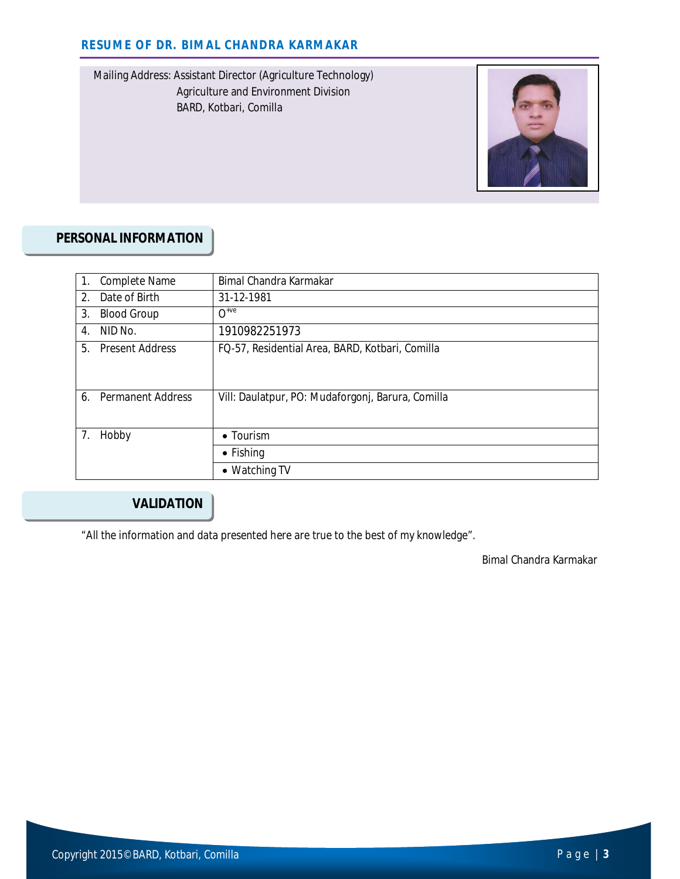## RESUME OF DR. BIMAL CHANDRA KARMAKAR

Mailing Address: Assistant Director (Agriculture Technology)
Agriculture and Environment Division
BARD, Kotbari, Comilla

### PERSONAL INFORMATION

| | |
|---|---|
| 1. Complete Name | Bimal Chandra Karmakar |
| 2. Date of Birth | 31-12-1981 |
| 3. Blood Group | O[+ve] |
| 4. NID No. | 1910982251973 |
| 5. Present Address | FQ-57, Residential Area, BARD, Kotbari, Comilla |
| 6. Permanent Address | Vill: Daulatpur, PO: Mudaforgonj, Barura, Comilla |
| 7. Hobby | • Tourism |
| | • Fishing |
| | • Watching TV |

### VALIDATION

"All the information and data presented here are true to the best of my knowledge".

Bimal Chandra Karmakar